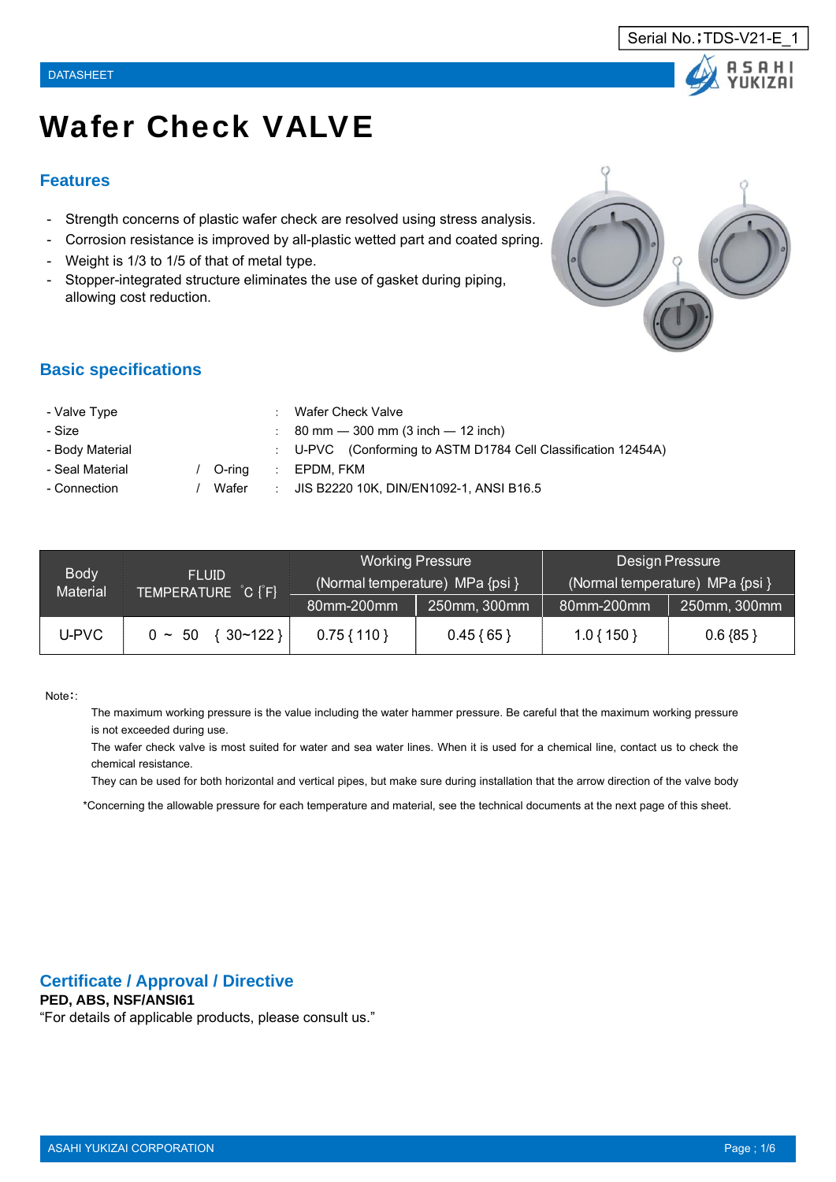Serial No.；TDS-V21-E_1

DATASHEET

# Wafer Check VALVE

## Features

- Strength concerns of plastic wafer check are resolved using stress analysis.
- Corrosion resistance is improved by all-plastic wetted part and coated spring.
- Weight is 1/3 to 1/5 of that of metal type.
- Stopper-integrated structure eliminates the use of gasket during piping, allowing cost reduction.

## Basic specifications

- Valve Type : Wafer Check Valve
- Size : 80 mm — 300 mm (3 inch — 12 inch)
- Body Material : U-PVC (Conforming to ASTM D1784 Cell Classification 12454A)
- Seal Material / O-ring : EPDM, FKM
- Connection / Wafer : JIS B2220 10K, DIN/EN1092-1, ANSI B16.5

| Body Material | FLUID TEMPERATURE ℃ {℉} | Working Pressure (Normal temperature) MPa {psi } | | Design Pressure (Normal temperature) MPa {psi } | |
|---|---|---|---|---|---|
| | | 80mm-200mm | 250mm, 300mm | 80mm-200mm | 250mm, 300mm |
| U-PVC | 0 ~ 50 { 30~122 } | 0.75 { 110 } | 0.45 { 65 } | 1.0 { 150 } | 0.6 {85 } |

Note：:

The maximum working pressure is the value including the water hammer pressure. Be careful that the maximum working pressure is not exceeded during use.

The wafer check valve is most suited for water and sea water lines. When it is used for a chemical line, contact us to check the chemical resistance.

They can be used for both horizontal and vertical pipes, but make sure during installation that the arrow direction of the valve body

*Concerning the allowable pressure for each temperature and material, see the technical documents at the next page of this sheet.

## Certificate / Approval / Directive

**PED, ABS, NSF/ANSI61**

"For details of applicable products, please consult us."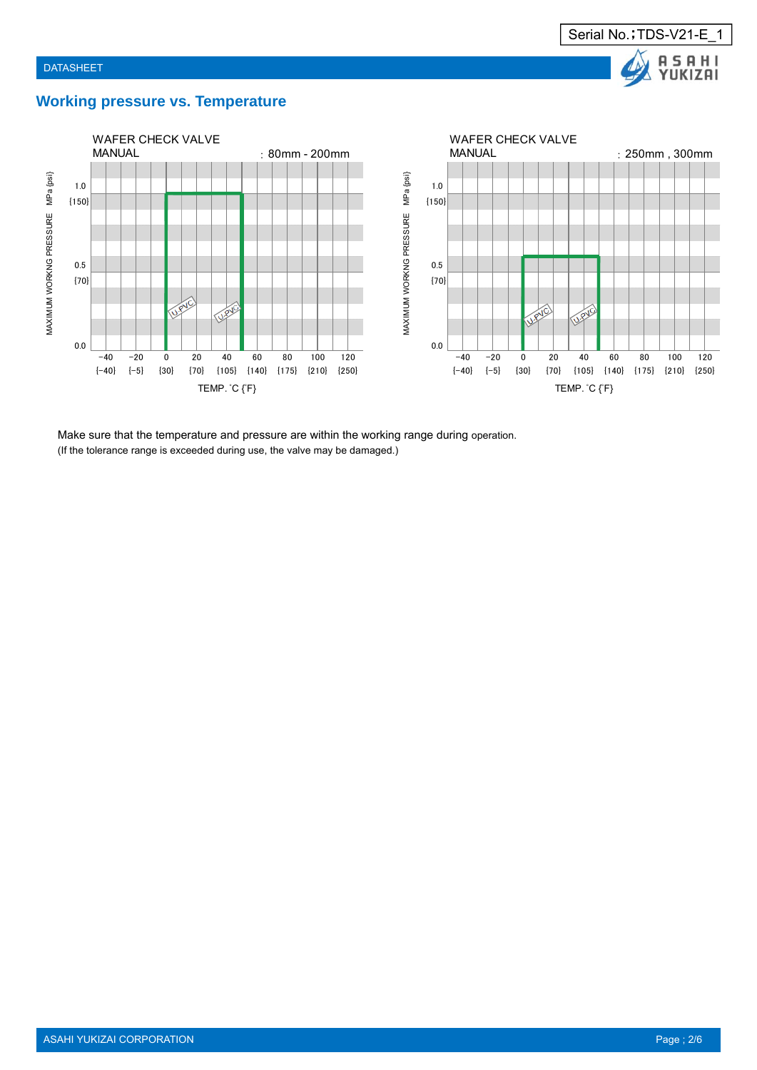## Working pressure vs. Temperature

WAFER CHECK VALVE
MANUAL : 80mm - 200mm

MAXIMUM WORKNG PRESSURE MPa {psi}

1.0 {150}
0.5 {70}
0.0

U-PVC

−40 {−40} | −20 {−5} | 0 {30} | 20 {70} | 40 {105} | 60 {140} | 80 {175} | 100 {210} | 120 {250}

TEMP. ˚C {˚F}

WAFER CHECK VALVE
MANUAL : 250mm , 300mm

MAXIMUM WORKNG PRESSURE MPa {psi}

1.0 {150}
0.5 {70}
0.0

U-PVC

−40 {−40} | −20 {−5} | 0 {30} | 20 {70} | 40 {105} | 60 {140} | 80 {175} | 100 {210} | 120 {250}

TEMP. ˚C {˚F}

Make sure that the temperature and pressure are within the working range during operation.
(If the tolerance range is exceeded during use, the valve may be damaged.)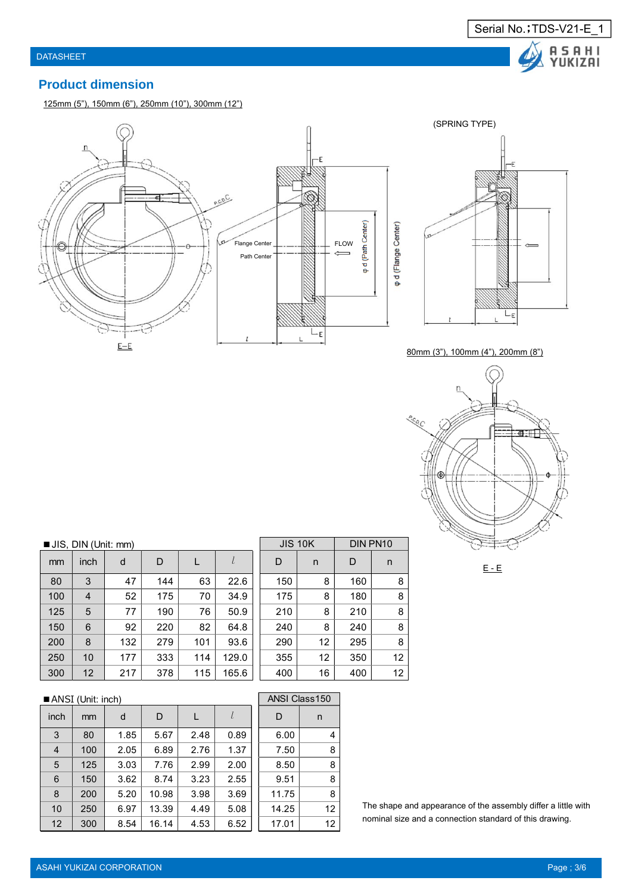## Product dimension

125mm (5"), 150mm (6"), 250mm (10"), 300mm (12")

(SPRING TYPE)

80mm (3"), 100mm (4"), 200mm (8")

■JIS, DIN (Unit: mm)

| mm | inch | d | D | L | l | JIS 10K D | JIS 10K n | DIN PN10 D | DIN PN10 n |
|---|---|---|---|---|---|---|---|---|---|
| 80 | 3 | 47 | 144 | 63 | 22.6 | 150 | 8 | 160 | 8 |
| 100 | 4 | 52 | 175 | 70 | 34.9 | 175 | 8 | 180 | 8 |
| 125 | 5 | 77 | 190 | 76 | 50.9 | 210 | 8 | 210 | 8 |
| 150 | 6 | 92 | 220 | 82 | 64.8 | 240 | 8 | 240 | 8 |
| 200 | 8 | 132 | 279 | 101 | 93.6 | 290 | 12 | 295 | 8 |
| 250 | 10 | 177 | 333 | 114 | 129.0 | 355 | 12 | 350 | 12 |
| 300 | 12 | 217 | 378 | 115 | 165.6 | 400 | 16 | 400 | 12 |

■ANSI (Unit: inch)

| inch | mm | d | D | L | l | ANSI Class150 D | ANSI Class150 n |
|---|---|---|---|---|---|---|---|
| 3 | 80 | 1.85 | 5.67 | 2.48 | 0.89 | 6.00 | 4 |
| 4 | 100 | 2.05 | 6.89 | 2.76 | 1.37 | 7.50 | 8 |
| 5 | 125 | 3.03 | 7.76 | 2.99 | 2.00 | 8.50 | 8 |
| 6 | 150 | 3.62 | 8.74 | 3.23 | 2.55 | 9.51 | 8 |
| 8 | 200 | 5.20 | 10.98 | 3.98 | 3.69 | 11.75 | 8 |
| 10 | 250 | 6.97 | 13.39 | 4.49 | 5.08 | 14.25 | 12 |
| 12 | 300 | 8.54 | 16.14 | 4.53 | 6.52 | 17.01 | 12 |

The shape and appearance of the assembly differ a little with nominal size and a connection standard of this drawing.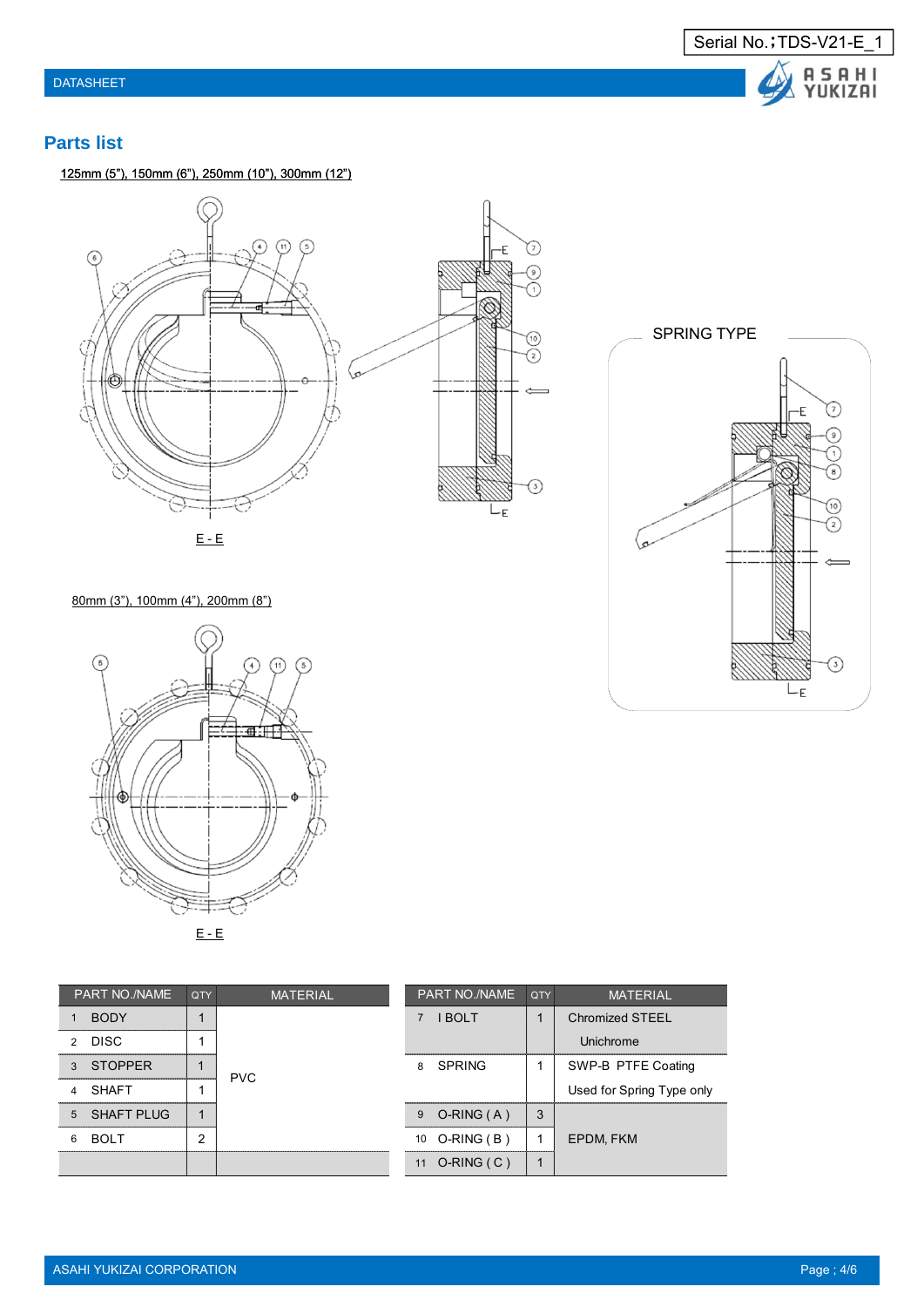Serial No.;TDS-V21-E_1

DATASHEET

## Parts list

125mm (5"), 150mm (6"), 250mm (10"), 300mm (12")

E - E

SPRING TYPE

80mm (3"), 100mm (4"), 200mm (8")

E - E

| PART NO./NAME | QTY | MATERIAL |
|---|---|---|
| 1 BODY | 1 | PVC |
| 2 DISC | 1 | PVC |
| 3 STOPPER | 1 | PVC |
| 4 SHAFT | 1 | PVC |
| 5 SHAFT PLUG | 1 | PVC |
| 6 BOLT | 2 | PVC |
| | | |

| PART NO./NAME | QTY | MATERIAL |
|---|---|---|
| 7 I BOLT | 1 | Chromized STEEL Unichrome |
| 8 SPRING | 1 | SWP-B PTFE Coating Used for Spring Type only |
| 9 O-RING ( A ) | 3 | EPDM, FKM |
| 10 O-RING ( B ) | 1 | EPDM, FKM |
| 11 O-RING ( C ) | 1 | EPDM, FKM |

ASAHI YUKIZAI CORPORATION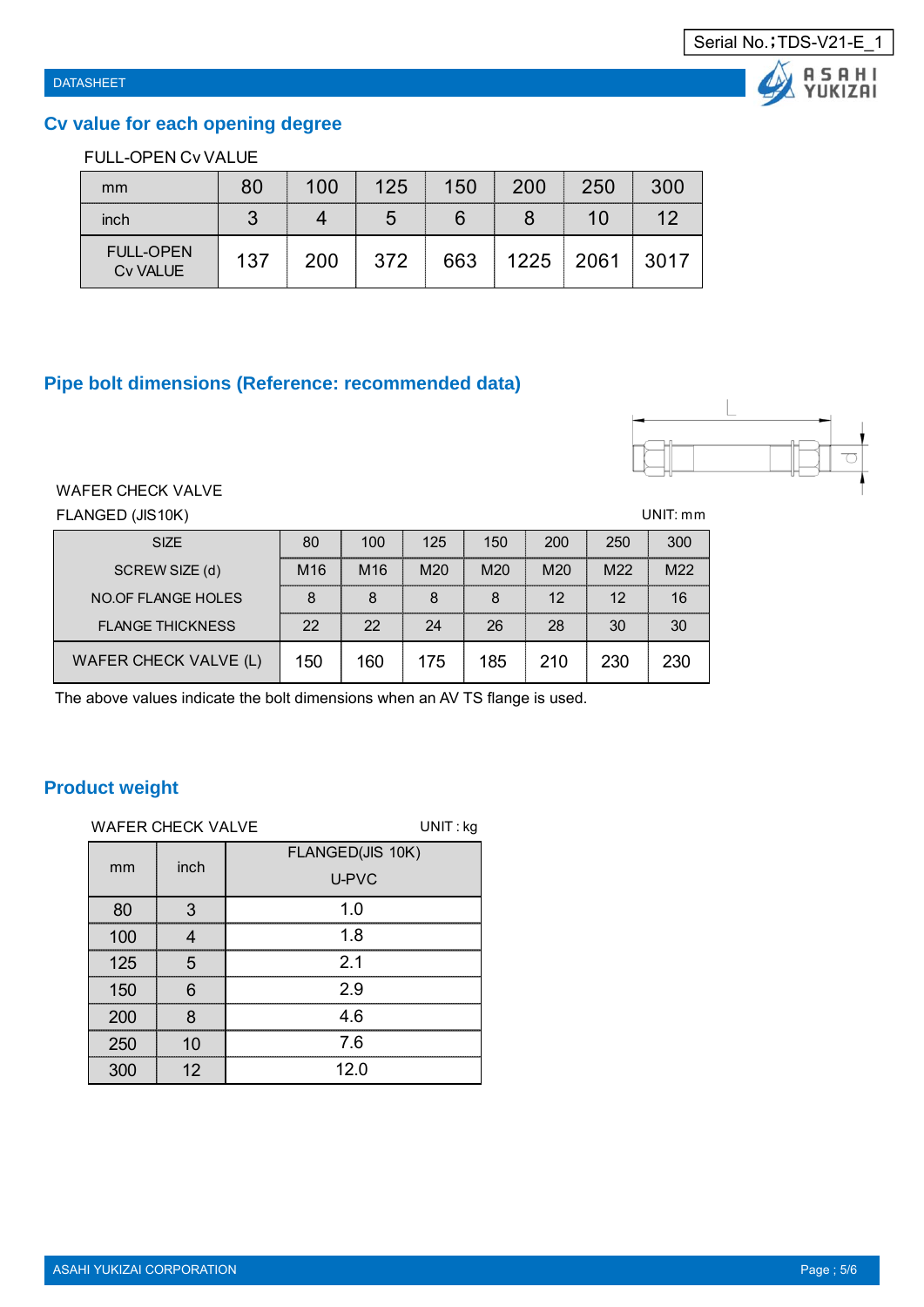Serial No.;TDS-V21-E_1

DATASHEET

## Cv value for each opening degree

FULL-OPEN Cv VALUE

| mm | 80 | 100 | 125 | 150 | 200 | 250 | 300 |
|---|---|---|---|---|---|---|---|
| inch | 3 | 4 | 5 | 6 | 8 | 10 | 12 |
| FULL-OPEN Cv VALUE | 137 | 200 | 372 | 663 | 1225 | 2061 | 3017 |

## Pipe bolt dimensions (Reference: recommended data)

WAFER CHECK VALVE

FLANGED (JIS10K)

UNIT: mm

| SIZE | 80 | 100 | 125 | 150 | 200 | 250 | 300 |
|---|---|---|---|---|---|---|---|
| SCREW SIZE (d) | M16 | M16 | M20 | M20 | M20 | M22 | M22 |
| NO.OF FLANGE HOLES | 8 | 8 | 8 | 8 | 12 | 12 | 16 |
| FLANGE THICKNESS | 22 | 22 | 24 | 26 | 28 | 30 | 30 |
| WAFER CHECK VALVE (L) | 150 | 160 | 175 | 185 | 210 | 230 | 230 |

The above values indicate the bolt dimensions when an AV TS flange is used.

## Product weight

WAFER CHECK VALVE

UNIT : kg

| mm | inch | FLANGED(JIS 10K) U-PVC |
|---|---|---|
| 80 | 3 | 1.0 |
| 100 | 4 | 1.8 |
| 125 | 5 | 2.1 |
| 150 | 6 | 2.9 |
| 200 | 8 | 4.6 |
| 250 | 10 | 7.6 |
| 300 | 12 | 12.0 |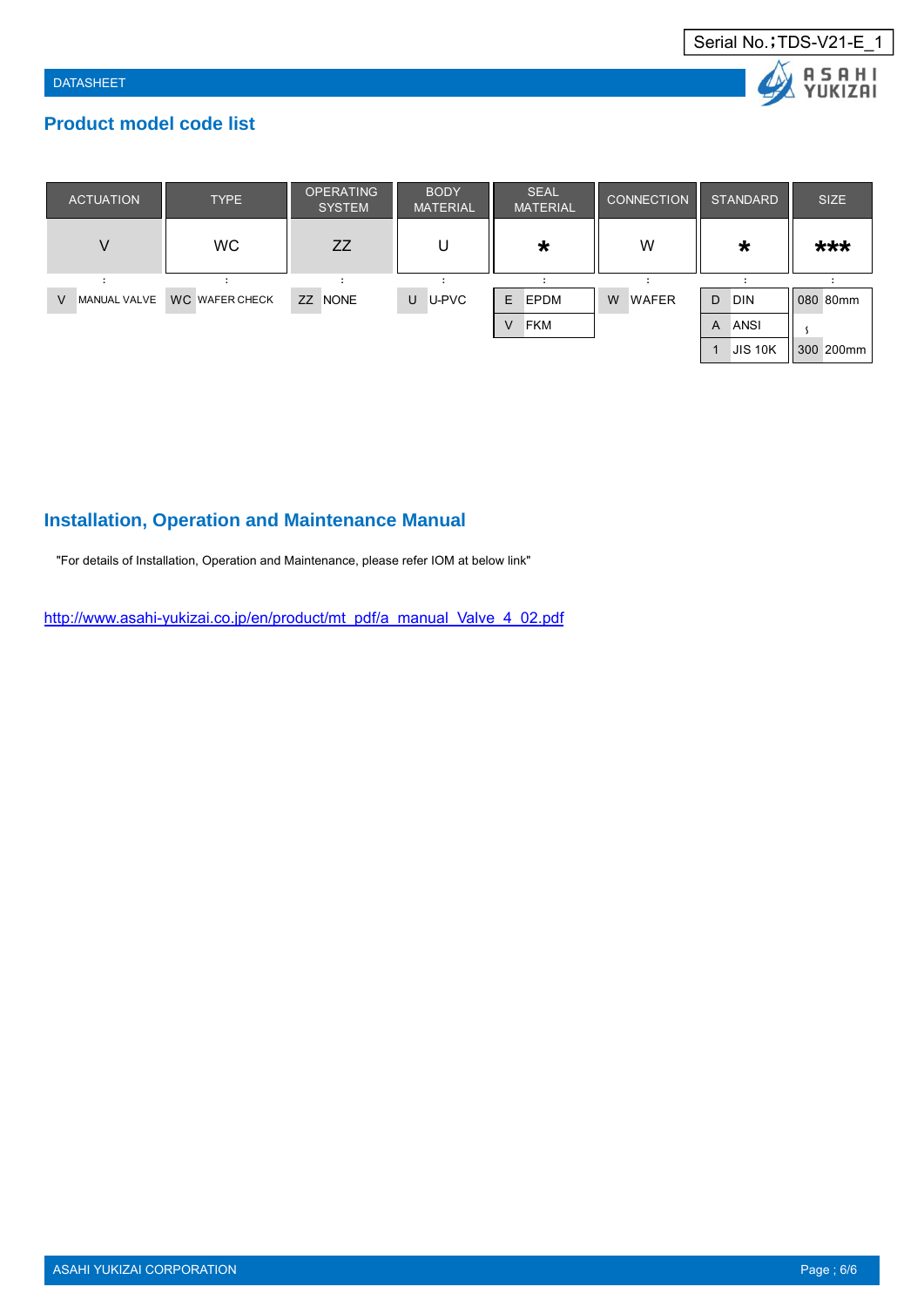Serial No.；TDS-V21-E_1

DATASHEET

## Product model code list

| ACTUATION | TYPE | OPERATING SYSTEM | BODY MATERIAL | SEAL MATERIAL | CONNECTION | STANDARD | SIZE |
|---|---|---|---|---|---|---|---|
| V | WC | ZZ | U | * | W | * | *** |
| : | : | : | : | : | : | : | : |
| V MANUAL VALVE | WC WAFER CHECK | ZZ NONE | U U-PVC | E EPDM | W WAFER | D DIN | 080 80mm |
| | | | | V FKM | | A ANSI | ｽ |
| | | | | | | 1 JIS 10K | 300 200mm |

## Installation, Operation and Maintenance Manual

"For details of Installation, Operation and Maintenance, please refer IOM at below link"

http://www.asahi-yukizai.co.jp/en/product/mt_pdf/a_manual_Valve_4_02.pdf